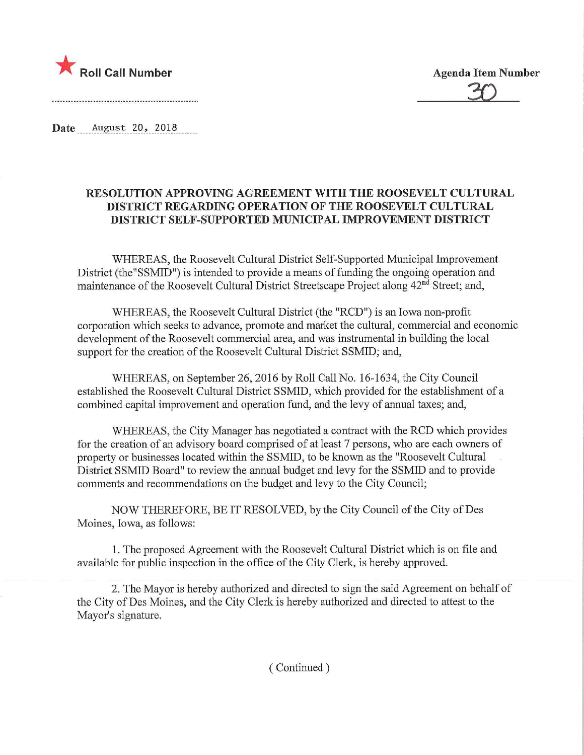★ **Roll Call Number**

**Agenda Item Number**

30

**Date** August 20, 2018

## RESOLUTION APPROVING AGREEMENT WITH THE ROOSEVELT CULTURAL DISTRICT REGARDING OPERATION OF THE ROOSEVELT CULTURAL DISTRICT SELF-SUPPORTED MUNICIPAL IMPROVEMENT DISTRICT

WHEREAS, the Roosevelt Cultural District Self-Supported Municipal Improvement District (the"SSMID") is intended to provide a means of funding the ongoing operation and maintenance of the Roosevelt Cultural District Streetscape Project along 42nd Street; and,

WHEREAS, the Roosevelt Cultural District (the "RCD") is an Iowa non-profit corporation which seeks to advance, promote and market the cultural, commercial and economic development of the Roosevelt commercial area, and was instrumental in building the local support for the creation of the Roosevelt Cultural District SSMID; and,

WHEREAS, on September 26, 2016 by Roll Call No. 16-1634, the City Council established the Roosevelt Cultural District SSMID, which provided for the establishment of a combined capital improvement and operation fund, and the levy of annual taxes; and,

WHEREAS, the City Manager has negotiated a contract with the RCD which provides for the creation of an advisory board comprised of at least 7 persons, who are each owners of property or businesses located within the SSMID, to be known as the "Roosevelt Cultural District SSMID Board" to review the annual budget and levy for the SSMID and to provide comments and recommendations on the budget and levy to the City Council;

NOW THEREFORE, BE IT RESOLVED, by the City Council of the City of Des Moines, Iowa, as follows:

1. The proposed Agreement with the Roosevelt Cultural District which is on file and available for public inspection in the office of the City Clerk, is hereby approved.

2. The Mayor is hereby authorized and directed to sign the said Agreement on behalf of the City of Des Moines, and the City Clerk is hereby authorized and directed to attest to the Mayor's signature.

( Continued )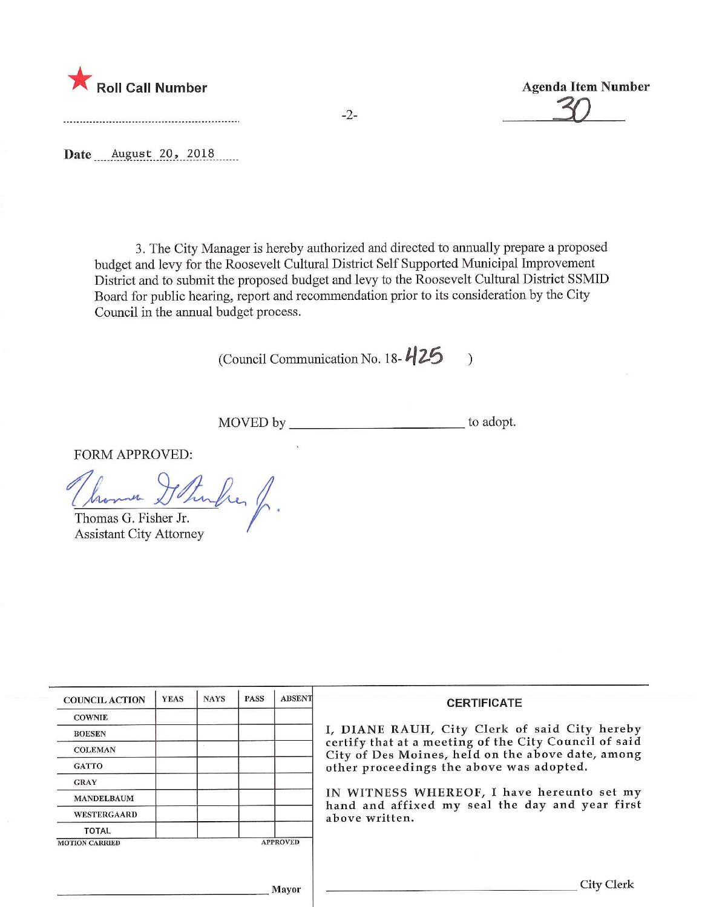★ Roll Call Number

Agenda Item Number

30

Date August 20, 2018

3. The City Manager is hereby authorized and directed to annually prepare a proposed budget and levy for the Roosevelt Cultural District Self Supported Municipal Improvement District and to submit the proposed budget and levy to the Roosevelt Cultural District SSMID Board for public hearing, report and recommendation prior to its consideration by the City Council in the annual budget process.

(Council Communication No. 18-425 )

MOVED by ______________________ to adopt.

FORM APPROVED:

Thomas G. Fisher Jr.
Assistant City Attorney

| COUNCIL ACTION | YEAS | NAYS | PASS | ABSENT |
|---|---|---|---|---|
| COWNIE | | | | |
| BOESEN | | | | |
| COLEMAN | | | | |
| GATTO | | | | |
| GRAY | | | | |
| MANDELBAUM | | | | |
| WESTERGAARD | | | | |
| TOTAL | | | | |

MOTION CARRIED APPROVED

______________________ Mayor

**CERTIFICATE**

I, DIANE RAUH, City Clerk of said City hereby certify that at a meeting of the City Council of said City of Des Moines, held on the above date, among other proceedings the above was adopted.

IN WITNESS WHEREOF, I have hereunto set my hand and affixed my seal the day and year first above written.

______________________ City Clerk